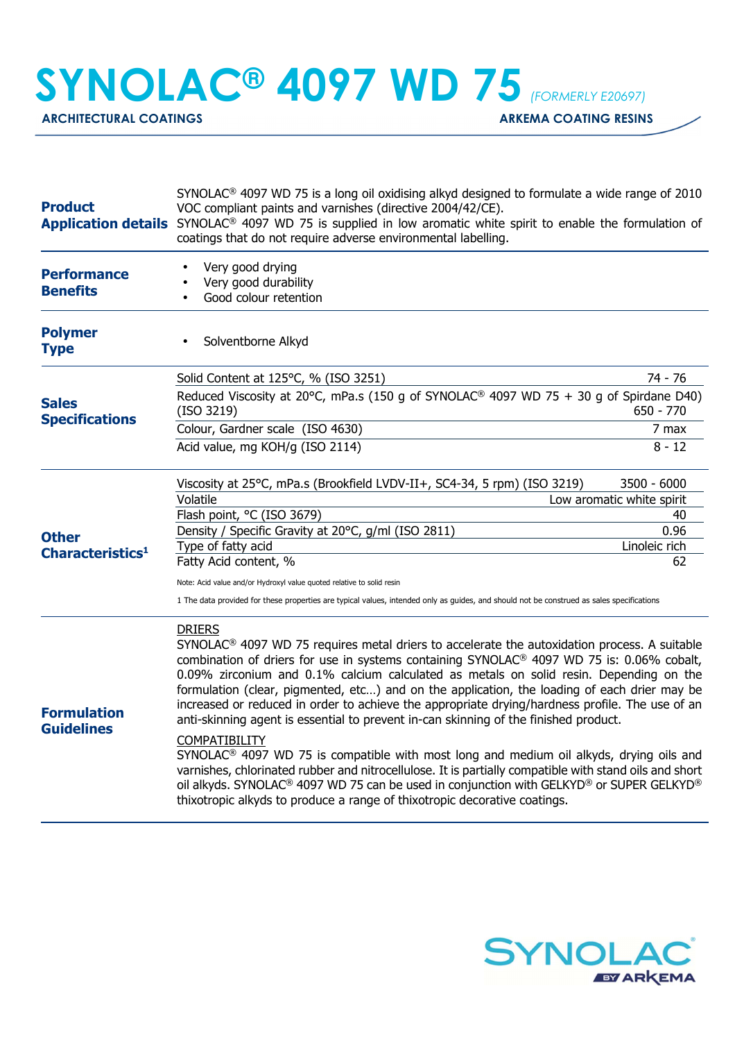# SYNOLAC® 4097 WD 75 *(FORMERLY E20697)*

**ARCHITECTURAL COATINGS** — **ARKEMA COATING RESINS**

## Product Application details

SYNOLAC® 4097 WD 75 is a long oil oxidising alkyd designed to formulate a wide range of 2010 VOC compliant paints and varnishes (directive 2004/42/CE).
SYNOLAC® 4097 WD 75 is supplied in low aromatic white spirit to enable the formulation of coatings that do not require adverse environmental labelling.

## Performance Benefits

- Very good drying
- Very good durability
- Good colour retention

## Polymer Type

- Solventborne Alkyd

## Sales Specifications

| Property | Value |
|---|---|
| Solid Content at 125°C, % (ISO 3251) | 74 - 76 |
| Reduced Viscosity at 20°C, mPa.s (150 g of SYNOLAC® 4097 WD 75 + 30 g of Spirdane D40) (ISO 3219) | 650 - 770 |
| Colour, Gardner scale (ISO 4630) | 7 max |
| Acid value, mg KOH/g (ISO 2114) | 8 - 12 |

## Other Characteristics[1]

| Property | Value |
|---|---|
| Viscosity at 25°C, mPa.s (Brookfield LVDV-II+, SC4-34, 5 rpm) (ISO 3219) | 3500 - 6000 |
| Volatile | Low aromatic white spirit |
| Flash point, °C (ISO 3679) | 40 |
| Density / Specific Gravity at 20°C, g/ml (ISO 2811) | 0.96 |
| Type of fatty acid | Linoleic rich |
| Fatty Acid content, % | 62 |

Note: Acid value and/or Hydroxyl value quoted relative to solid resin

1 The data provided for these properties are typical values, intended only as guides, and should not be construed as sales specifications

## Formulation Guidelines

DRIERS
SYNOLAC® 4097 WD 75 requires metal driers to accelerate the autoxidation process. A suitable combination of driers for use in systems containing SYNOLAC® 4097 WD 75 is: 0.06% cobalt, 0.09% zirconium and 0.1% calcium calculated as metals on solid resin. Depending on the formulation (clear, pigmented, etc…) and on the application, the loading of each drier may be increased or reduced in order to achieve the appropriate drying/hardness profile. The use of an anti-skinning agent is essential to prevent in-can skinning of the finished product.

COMPATIBILITY
SYNOLAC® 4097 WD 75 is compatible with most long and medium oil alkyds, drying oils and varnishes, chlorinated rubber and nitrocellulose. It is partially compatible with stand oils and short oil alkyds. SYNOLAC® 4097 WD 75 can be used in conjunction with GELKYD® or SUPER GELKYD® thixotropic alkyds to produce a range of thixotropic decorative coatings.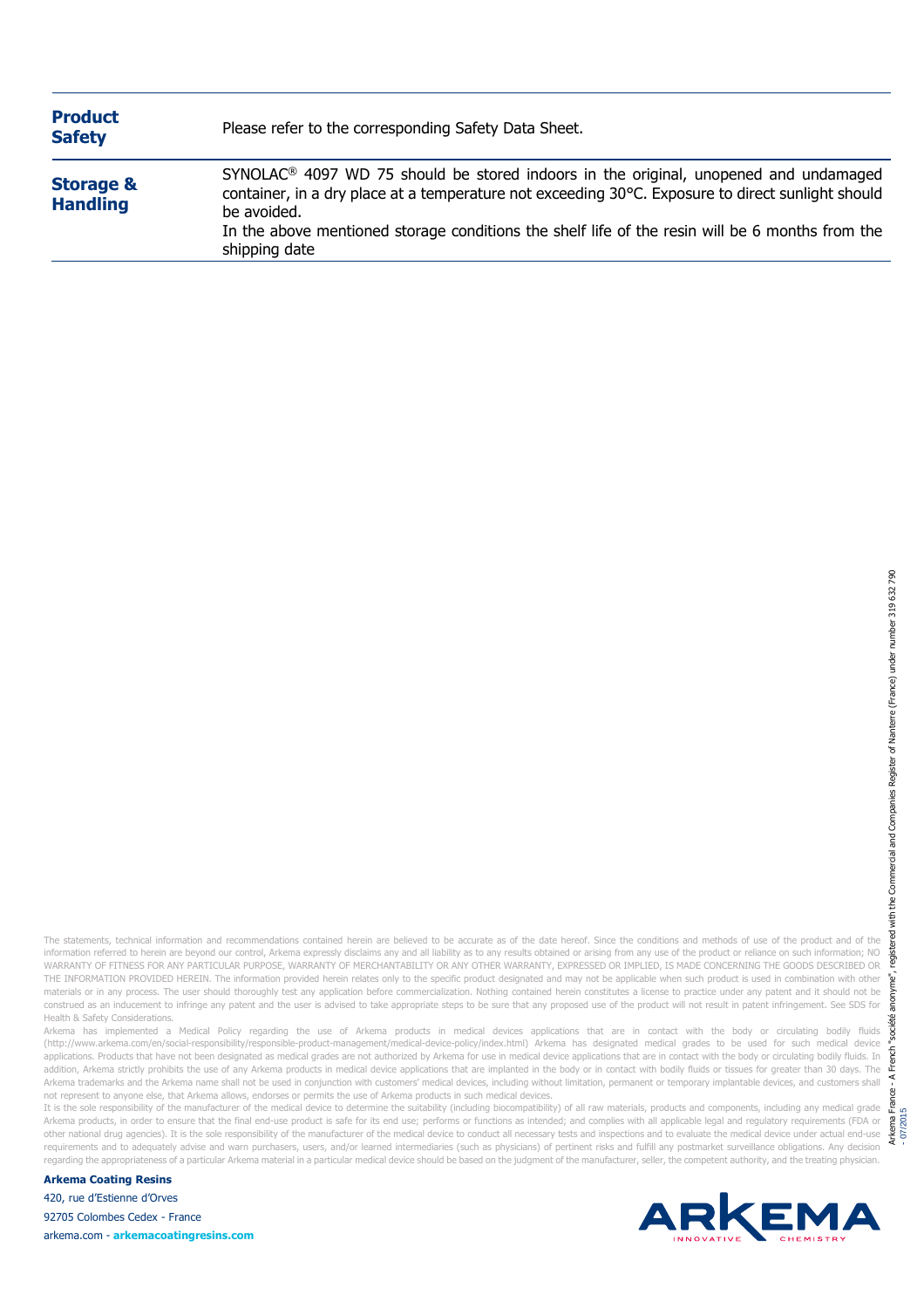| | |
|---|---|
| **Product Safety** | Please refer to the corresponding Safety Data Sheet. |
| **Storage & Handling** | SYNOLAC® 4097 WD 75 should be stored indoors in the original, unopened and undamaged container, in a dry place at a temperature not exceeding 30°C. Exposure to direct sunlight should be avoided.<br>In the above mentioned storage conditions the shelf life of the resin will be 6 months from the shipping date |

The statements, technical information and recommendations contained herein are believed to be accurate as of the date hereof. Since the conditions and methods of use of the product and of the information referred to herein are beyond our control, Arkema expressly disclaims any and all liability as to any results obtained or arising from any use of the product or reliance on such information; NO WARRANTY OF FITNESS FOR ANY PARTICULAR PURPOSE, WARRANTY OF MERCHANTABILITY OR ANY OTHER WARRANTY, EXPRESSED OR IMPLIED, IS MADE CONCERNING THE GOODS DESCRIBED OR THE INFORMATION PROVIDED HEREIN. The information provided herein relates only to the specific product designated and may not be applicable when such product is used in combination with other materials or in any process. The user should thoroughly test any application before commercialization. Nothing contained herein constitutes a license to practice under any patent and it should not be construed as an inducement to infringe any patent and the user is advised to take appropriate steps to be sure that any proposed use of the product will not result in patent infringement. See SDS for Health & Safety Considerations.

Arkema has implemented a Medical Policy regarding the use of Arkema products in medical devices applications that are in contact with the body or circulating bodily fluids (http://www.arkema.com/en/social-responsibility/responsible-product-management/medical-device-policy/index.html) Arkema has designated medical grades to be used for such medical device applications. Products that have not been designated as medical grades are not authorized by Arkema for use in medical device applications that are in contact with the body or circulating bodily fluids. In addition, Arkema strictly prohibits the use of any Arkema products in medical device applications that are implanted in the body or in contact with bodily fluids or tissues for greater than 30 days. The Arkema trademarks and the Arkema name shall not be used in conjunction with customers' medical devices, including without limitation, permanent or temporary implantable devices, and customers shall not represent to anyone else, that Arkema allows, endorses or permits the use of Arkema products in such medical devices.

It is the sole responsibility of the manufacturer of the medical device to determine the suitability (including biocompatibility) of all raw materials, products and components, including any medical grade Arkema products, in order to ensure that the final end-use product is safe for its end use; performs or functions as intended; and complies with all applicable legal and regulatory requirements (FDA or other national drug agencies). It is the sole responsibility of the manufacturer of the medical device to conduct all necessary tests and inspections and to evaluate the medical device under actual end-use requirements and to adequately advise and warn purchasers, users, and/or learned intermediaries (such as physicians) of pertinent risks and fulfill any postmarket surveillance obligations. Any decision regarding the appropriateness of a particular Arkema material in a particular medical device should be based on the judgment of the manufacturer, seller, the competent authority, and the treating physician.

**Arkema Coating Resins**
420, rue d'Estienne d'Orves
92705 Colombes Cedex - France
arkema.com - **arkemacoatingresins.com**

ARKEMA INNOVATIVE CHEMISTRY

Arkema France - A French "société anonyme", registered with the Commercial and Companies Register of Nanterre (France) under number 319 632 790 - 07/2015